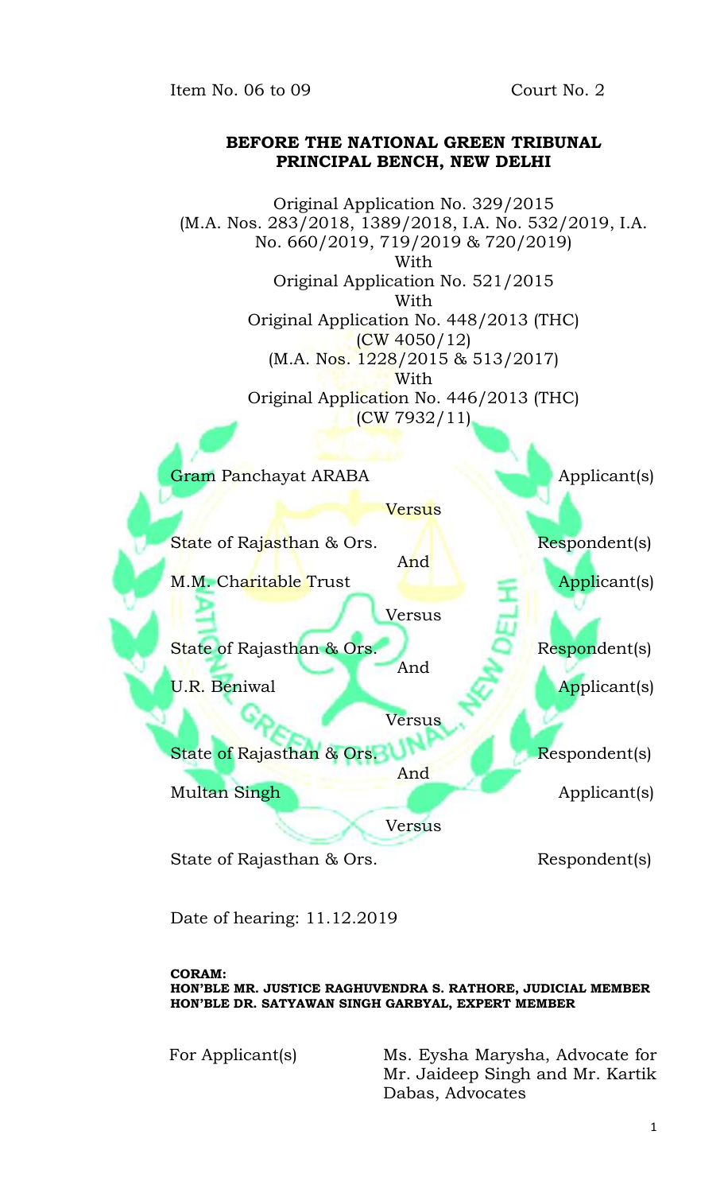Item No. 06 to 09 Court No. 2

**BEFORE THE NATIONAL GREEN TRIBUNAL**
**PRINCIPAL BENCH, NEW DELHI**

Original Application No. 329/2015
(M.A. Nos. 283/2018, 1389/2018, I.A. No. 532/2019, I.A. No. 660/2019, 719/2019 & 720/2019)
With
Original Application No. 521/2015
With
Original Application No. 448/2013 (THC)
(CW 4050/12)
(M.A. Nos. 1228/2015 & 513/2017)
With
Original Application No. 446/2013 (THC)
(CW 7932/11)

Gram Panchayat ARABA Applicant(s)

Versus

State of Rajasthan & Ors. Respondent(s)

And

M.M. Charitable Trust Applicant(s)

Versus

State of Rajasthan & Ors. Respondent(s)

And

U.R. Beniwal Applicant(s)

Versus

State of Rajasthan & Ors. Respondent(s)

And

Multan Singh Applicant(s)

Versus

State of Rajasthan & Ors. Respondent(s)

Date of hearing: 11.12.2019

**CORAM:**
**HON'BLE MR. JUSTICE RAGHUVENDRA S. RATHORE, JUDICIAL MEMBER**
**HON'BLE DR. SATYAWAN SINGH GARBYAL, EXPERT MEMBER**

For Applicant(s) Ms. Eysha Marysha, Advocate for Mr. Jaideep Singh and Mr. Kartik Dabas, Advocates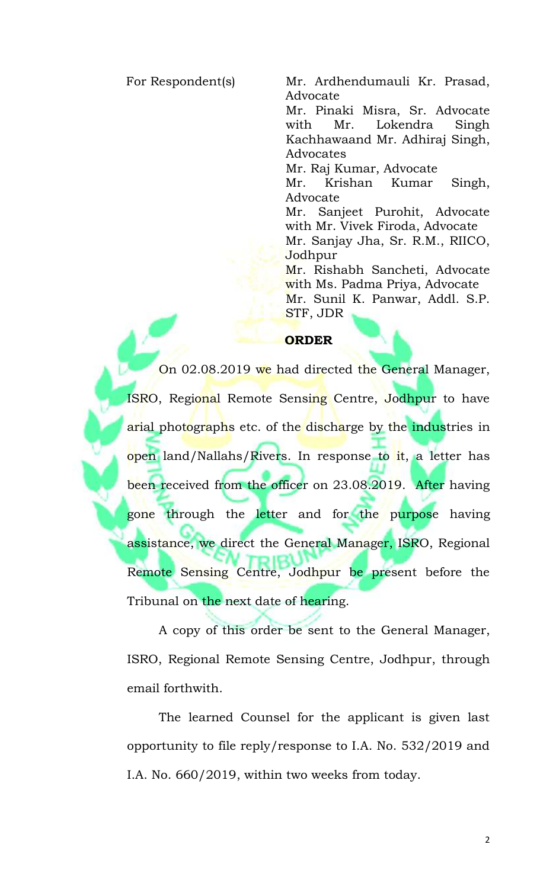For Respondent(s) Mr. Ardhendumauli Kr. Prasad, Advocate
Mr. Pinaki Misra, Sr. Advocate with Mr. Lokendra Singh Kachhawaand Mr. Adhiraj Singh, Advocates
Mr. Raj Kumar, Advocate
Mr. Krishan Kumar Singh, Advocate
Mr. Sanjeet Purohit, Advocate with Mr. Vivek Firoda, Advocate
Mr. Sanjay Jha, Sr. R.M., RIICO, Jodhpur
Mr. Rishabh Sancheti, Advocate with Ms. Padma Priya, Advocate
Mr. Sunil K. Panwar, Addl. S.P. STF, JDR

**ORDER**

On 02.08.2019 we had directed the General Manager, ISRO, Regional Remote Sensing Centre, Jodhpur to have arial photographs etc. of the discharge by the industries in open land/Nallahs/Rivers. In response to it, a letter has been received from the officer on 23.08.2019. After having gone through the letter and for the purpose having assistance, we direct the General Manager, ISRO, Regional Remote Sensing Centre, Jodhpur be present before the Tribunal on the next date of hearing.

A copy of this order be sent to the General Manager, ISRO, Regional Remote Sensing Centre, Jodhpur, through email forthwith.

The learned Counsel for the applicant is given last opportunity to file reply/response to I.A. No. 532/2019 and I.A. No. 660/2019, within two weeks from today.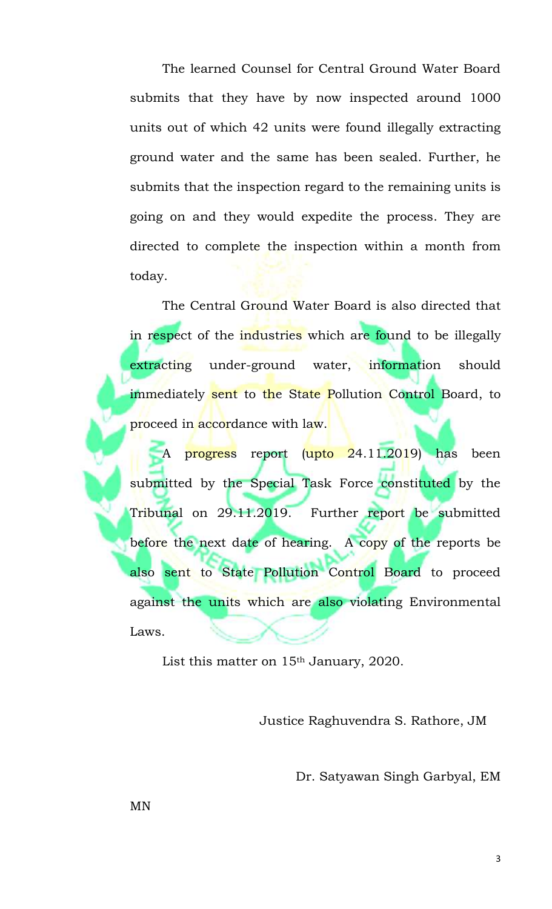The learned Counsel for Central Ground Water Board submits that they have by now inspected around 1000 units out of which 42 units were found illegally extracting ground water and the same has been sealed. Further, he submits that the inspection regard to the remaining units is going on and they would expedite the process. They are directed to complete the inspection within a month from today.

The Central Ground Water Board is also directed that in respect of the industries which are found to be illegally extracting under-ground water, information should immediately sent to the State Pollution Control Board, to proceed in accordance with law.

A progress report (upto 24.11.2019) has been submitted by the Special Task Force constituted by the Tribunal on 29.11.2019. Further report be submitted before the next date of hearing. A copy of the reports be also sent to State Pollution Control Board to proceed against the units which are also violating Environmental Laws.

List this matter on 15th January, 2020.

Justice Raghuvendra S. Rathore, JM

Dr. Satyawan Singh Garbyal, EM

MN